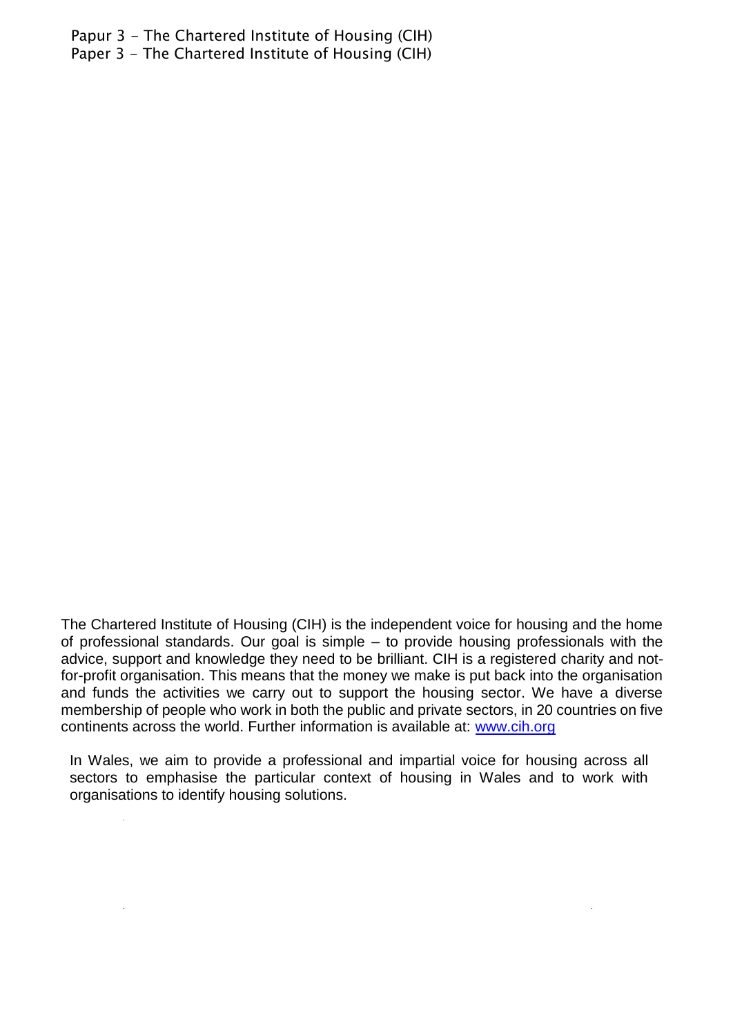Papur 3 - The Chartered Institute of Housing (CIH)

Paper 3 - The Chartered Institute of Housing (CIH)

The Chartered Institute of Housing (CIH) is the independent voice for housing and the home of professional standards. Our goal is simple – to provide housing professionals with the advice, support and knowledge they need to be brilliant. CIH is a registered charity and not-for-profit organisation. This means that the money we make is put back into the organisation and funds the activities we carry out to support the housing sector. We have a diverse membership of people who work in both the public and private sectors, in 20 countries on five continents across the world. Further information is available at: [www.cih.org](http://www.cih.org)

In Wales, we aim to provide a professional and impartial voice for housing across all sectors to emphasise the particular context of housing in Wales and to work with organisations to identify housing solutions.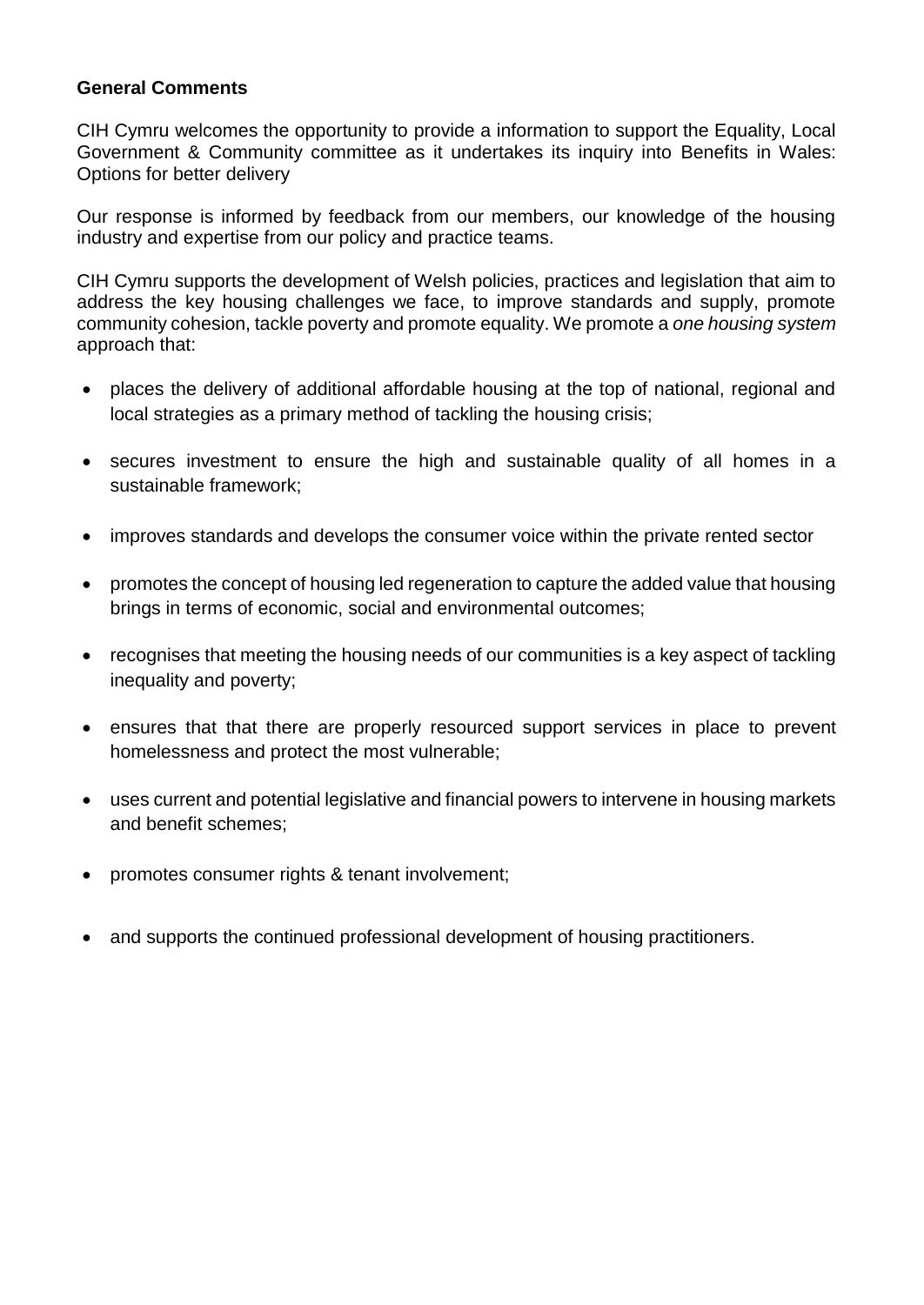**General Comments**

CIH Cymru welcomes the opportunity to provide a information to support the Equality, Local Government & Community committee as it undertakes its inquiry into Benefits in Wales: Options for better delivery

Our response is informed by feedback from our members, our knowledge of the housing industry and expertise from our policy and practice teams.

CIH Cymru supports the development of Welsh policies, practices and legislation that aim to address the key housing challenges we face, to improve standards and supply, promote community cohesion, tackle poverty and promote equality. We promote a *one housing system* approach that:

- places the delivery of additional affordable housing at the top of national, regional and local strategies as a primary method of tackling the housing crisis;
- secures investment to ensure the high and sustainable quality of all homes in a sustainable framework;
- improves standards and develops the consumer voice within the private rented sector
- promotes the concept of housing led regeneration to capture the added value that housing brings in terms of economic, social and environmental outcomes;
- recognises that meeting the housing needs of our communities is a key aspect of tackling inequality and poverty;
- ensures that that there are properly resourced support services in place to prevent homelessness and protect the most vulnerable;
- uses current and potential legislative and financial powers to intervene in housing markets and benefit schemes;
- promotes consumer rights & tenant involvement;
- and supports the continued professional development of housing practitioners.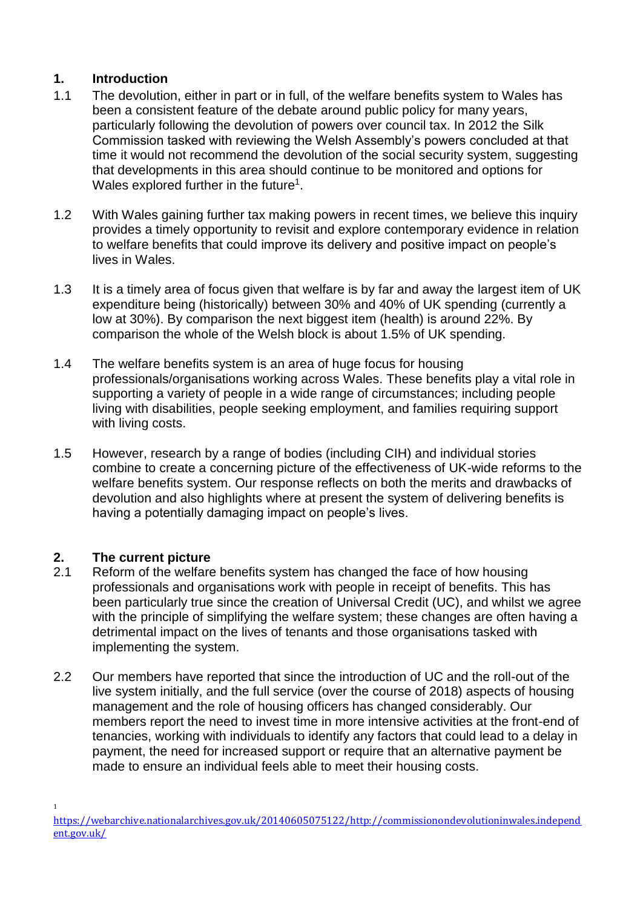## 1. Introduction

1.1 The devolution, either in part or in full, of the welfare benefits system to Wales has been a consistent feature of the debate around public policy for many years, particularly following the devolution of powers over council tax. In 2012 the Silk Commission tasked with reviewing the Welsh Assembly's powers concluded at that time it would not recommend the devolution of the social security system, suggesting that developments in this area should continue to be monitored and options for Wales explored further in the future[1].

1.2 With Wales gaining further tax making powers in recent times, we believe this inquiry provides a timely opportunity to revisit and explore contemporary evidence in relation to welfare benefits that could improve its delivery and positive impact on people's lives in Wales.

1.3 It is a timely area of focus given that welfare is by far and away the largest item of UK expenditure being (historically) between 30% and 40% of UK spending (currently a low at 30%). By comparison the next biggest item (health) is around 22%. By comparison the whole of the Welsh block is about 1.5% of UK spending.

1.4 The welfare benefits system is an area of huge focus for housing professionals/organisations working across Wales. These benefits play a vital role in supporting a variety of people in a wide range of circumstances; including people living with disabilities, people seeking employment, and families requiring support with living costs.

1.5 However, research by a range of bodies (including CIH) and individual stories combine to create a concerning picture of the effectiveness of UK-wide reforms to the welfare benefits system. Our response reflects on both the merits and drawbacks of devolution and also highlights where at present the system of delivering benefits is having a potentially damaging impact on people's lives.

## 2. The current picture

2.1 Reform of the welfare benefits system has changed the face of how housing professionals and organisations work with people in receipt of benefits. This has been particularly true since the creation of Universal Credit (UC), and whilst we agree with the principle of simplifying the welfare system; these changes are often having a detrimental impact on the lives of tenants and those organisations tasked with implementing the system.

2.2 Our members have reported that since the introduction of UC and the roll-out of the live system initially, and the full service (over the course of 2018) aspects of housing management and the role of housing officers has changed considerably. Our members report the need to invest time in more intensive activities at the front-end of tenancies, working with individuals to identify any factors that could lead to a delay in payment, the need for increased support or require that an alternative payment be made to ensure an individual feels able to meet their housing costs.

[1] https://webarchive.nationalarchives.gov.uk/20140605075122/http://commissionondevolutioninwales.independent.gov.uk/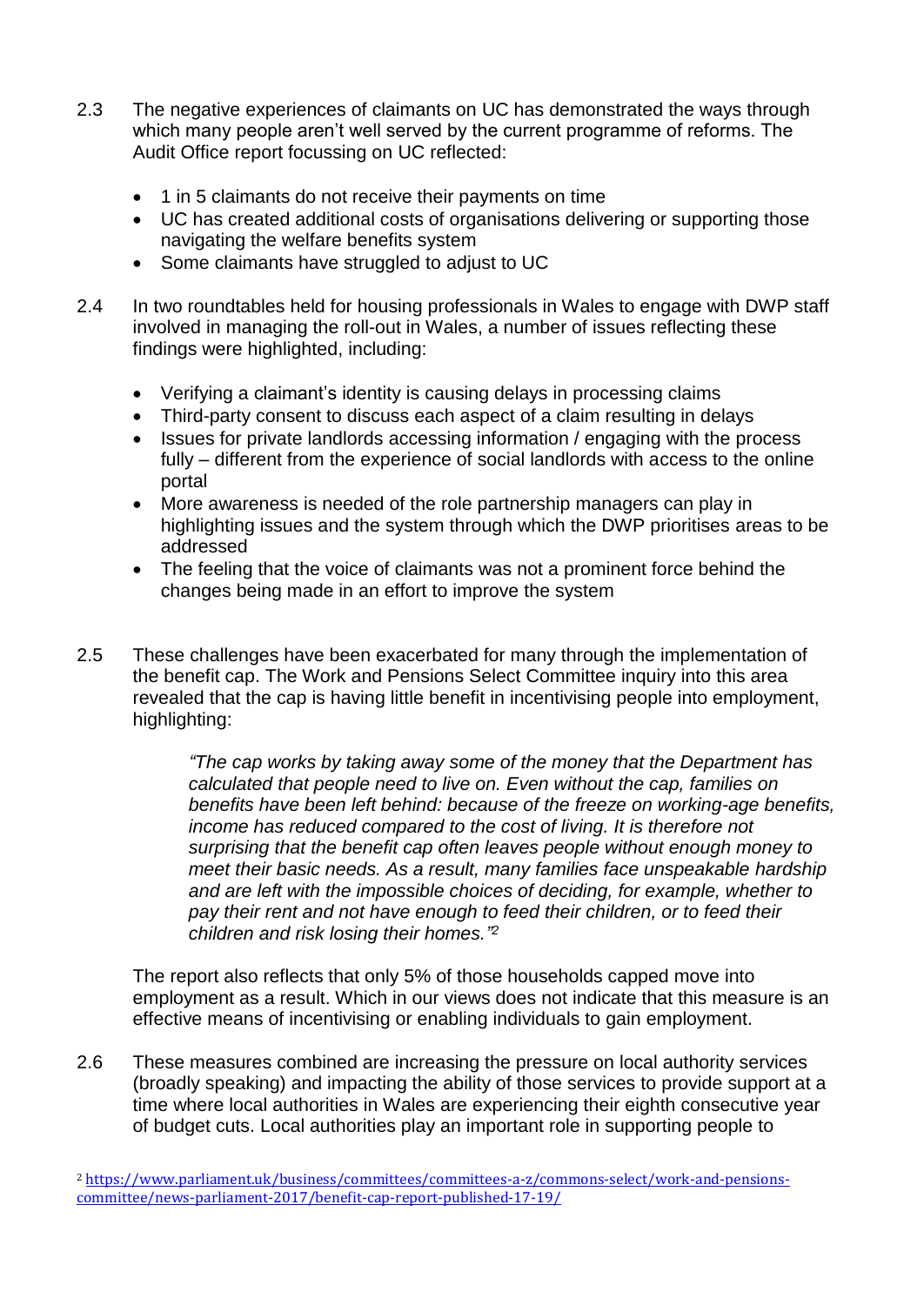2.3 The negative experiences of claimants on UC has demonstrated the ways through which many people aren't well served by the current programme of reforms. The Audit Office report focussing on UC reflected:

- 1 in 5 claimants do not receive their payments on time
- UC has created additional costs of organisations delivering or supporting those navigating the welfare benefits system
- Some claimants have struggled to adjust to UC

2.4 In two roundtables held for housing professionals in Wales to engage with DWP staff involved in managing the roll-out in Wales, a number of issues reflecting these findings were highlighted, including:

- Verifying a claimant's identity is causing delays in processing claims
- Third-party consent to discuss each aspect of a claim resulting in delays
- Issues for private landlords accessing information / engaging with the process fully – different from the experience of social landlords with access to the online portal
- More awareness is needed of the role partnership managers can play in highlighting issues and the system through which the DWP prioritises areas to be addressed
- The feeling that the voice of claimants was not a prominent force behind the changes being made in an effort to improve the system

2.5 These challenges have been exacerbated for many through the implementation of the benefit cap. The Work and Pensions Select Committee inquiry into this area revealed that the cap is having little benefit in incentivising people into employment, highlighting:

> *"The cap works by taking away some of the money that the Department has calculated that people need to live on. Even without the cap, families on benefits have been left behind: because of the freeze on working-age benefits, income has reduced compared to the cost of living. It is therefore not surprising that the benefit cap often leaves people without enough money to meet their basic needs. As a result, many families face unspeakable hardship and are left with the impossible choices of deciding, for example, whether to pay their rent and not have enough to feed their children, or to feed their children and risk losing their homes."*[2]

The report also reflects that only 5% of those households capped move into employment as a result. Which in our views does not indicate that this measure is an effective means of incentivising or enabling individuals to gain employment.

2.6 These measures combined are increasing the pressure on local authority services (broadly speaking) and impacting the ability of those services to provide support at a time where local authorities in Wales are experiencing their eighth consecutive year of budget cuts. Local authorities play an important role in supporting people to

[2] https://www.parliament.uk/business/committees/committees-a-z/commons-select/work-and-pensions-committee/news-parliament-2017/benefit-cap-report-published-17-19/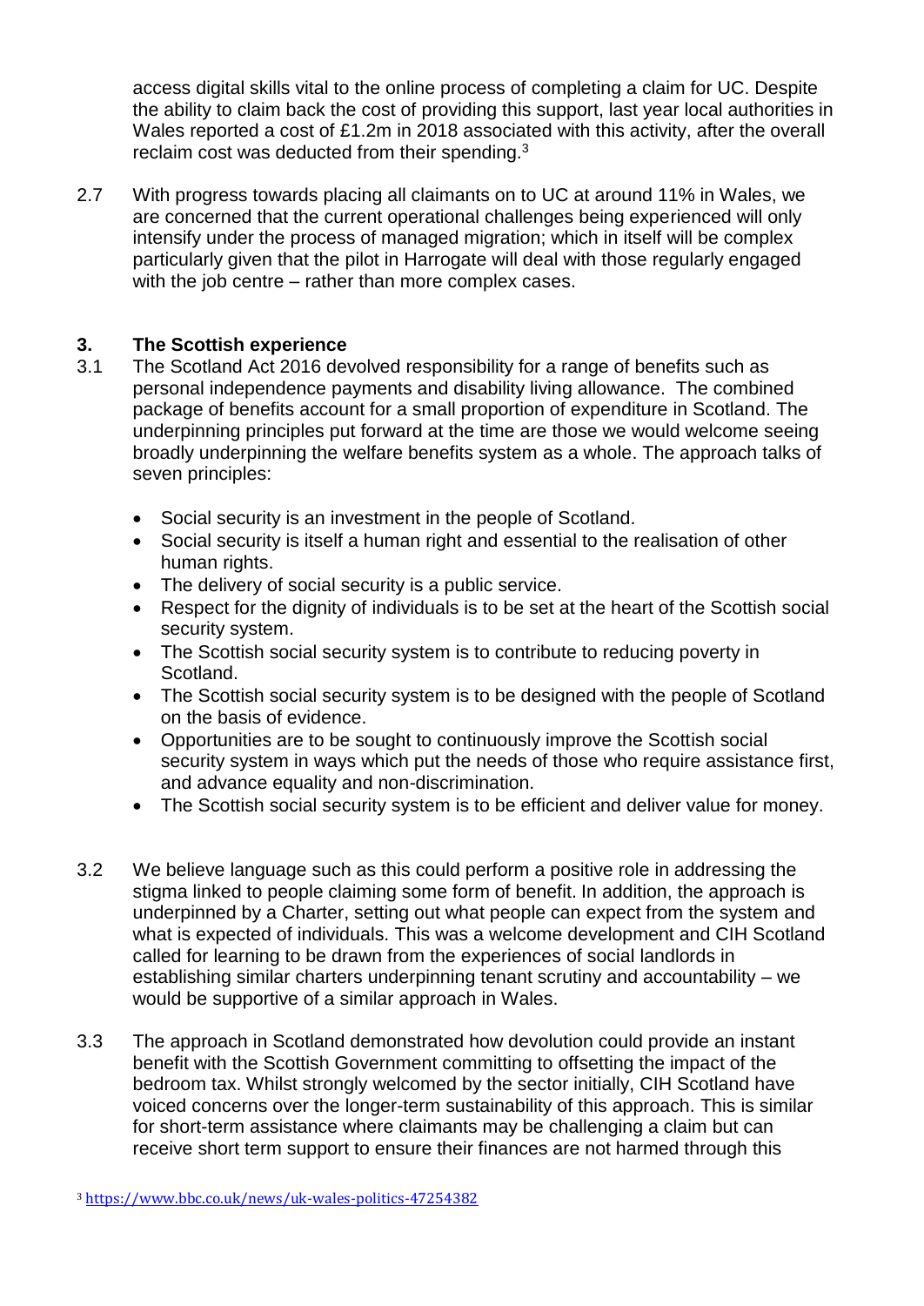access digital skills vital to the online process of completing a claim for UC. Despite the ability to claim back the cost of providing this support, last year local authorities in Wales reported a cost of £1.2m in 2018 associated with this activity, after the overall reclaim cost was deducted from their spending.[3]

2.7 With progress towards placing all claimants on to UC at around 11% in Wales, we are concerned that the current operational challenges being experienced will only intensify under the process of managed migration; which in itself will be complex particularly given that the pilot in Harrogate will deal with those regularly engaged with the job centre – rather than more complex cases.

## 3. The Scottish experience

3.1 The Scotland Act 2016 devolved responsibility for a range of benefits such as personal independence payments and disability living allowance. The combined package of benefits account for a small proportion of expenditure in Scotland. The underpinning principles put forward at the time are those we would welcome seeing broadly underpinning the welfare benefits system as a whole. The approach talks of seven principles:

- Social security is an investment in the people of Scotland.
- Social security is itself a human right and essential to the realisation of other human rights.
- The delivery of social security is a public service.
- Respect for the dignity of individuals is to be set at the heart of the Scottish social security system.
- The Scottish social security system is to contribute to reducing poverty in Scotland.
- The Scottish social security system is to be designed with the people of Scotland on the basis of evidence.
- Opportunities are to be sought to continuously improve the Scottish social security system in ways which put the needs of those who require assistance first, and advance equality and non-discrimination.
- The Scottish social security system is to be efficient and deliver value for money.

3.2 We believe language such as this could perform a positive role in addressing the stigma linked to people claiming some form of benefit. In addition, the approach is underpinned by a Charter, setting out what people can expect from the system and what is expected of individuals. This was a welcome development and CIH Scotland called for learning to be drawn from the experiences of social landlords in establishing similar charters underpinning tenant scrutiny and accountability – we would be supportive of a similar approach in Wales.

3.3 The approach in Scotland demonstrated how devolution could provide an instant benefit with the Scottish Government committing to offsetting the impact of the bedroom tax. Whilst strongly welcomed by the sector initially, CIH Scotland have voiced concerns over the longer-term sustainability of this approach. This is similar for short-term assistance where claimants may be challenging a claim but can receive short term support to ensure their finances are not harmed through this

[3] https://www.bbc.co.uk/news/uk-wales-politics-47254382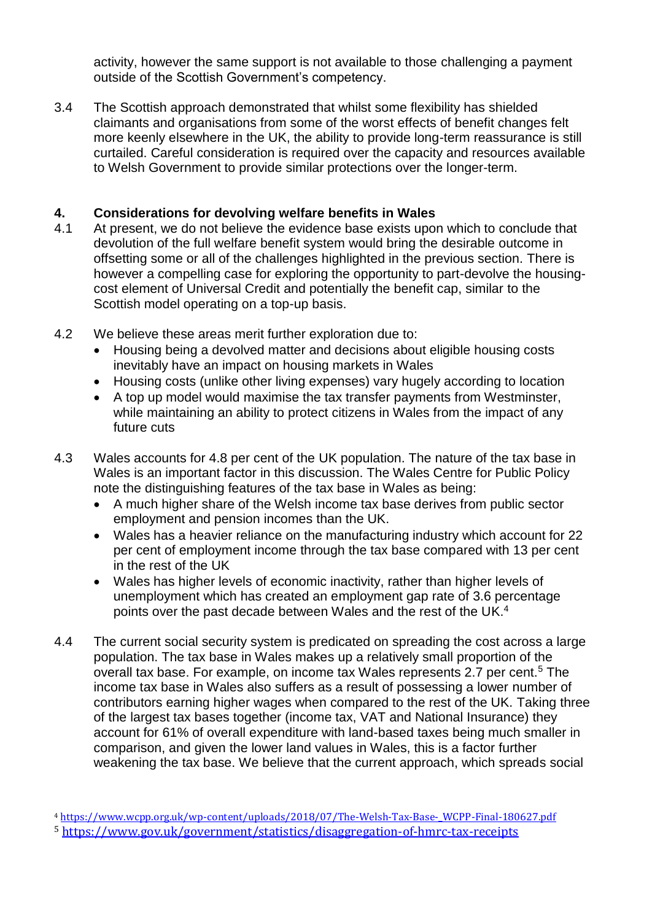activity, however the same support is not available to those challenging a payment outside of the Scottish Government's competency.

3.4 The Scottish approach demonstrated that whilst some flexibility has shielded claimants and organisations from some of the worst effects of benefit changes felt more keenly elsewhere in the UK, the ability to provide long-term reassurance is still curtailed. Careful consideration is required over the capacity and resources available to Welsh Government to provide similar protections over the longer-term.

## 4. Considerations for devolving welfare benefits in Wales

4.1 At present, we do not believe the evidence base exists upon which to conclude that devolution of the full welfare benefit system would bring the desirable outcome in offsetting some or all of the challenges highlighted in the previous section. There is however a compelling case for exploring the opportunity to part-devolve the housing-cost element of Universal Credit and potentially the benefit cap, similar to the Scottish model operating on a top-up basis.

4.2 We believe these areas merit further exploration due to:

- Housing being a devolved matter and decisions about eligible housing costs inevitably have an impact on housing markets in Wales
- Housing costs (unlike other living expenses) vary hugely according to location
- A top up model would maximise the tax transfer payments from Westminster, while maintaining an ability to protect citizens in Wales from the impact of any future cuts

4.3 Wales accounts for 4.8 per cent of the UK population. The nature of the tax base in Wales is an important factor in this discussion. The Wales Centre for Public Policy note the distinguishing features of the tax base in Wales as being:

- A much higher share of the Welsh income tax base derives from public sector employment and pension incomes than the UK.
- Wales has a heavier reliance on the manufacturing industry which account for 22 per cent of employment income through the tax base compared with 13 per cent in the rest of the UK
- Wales has higher levels of economic inactivity, rather than higher levels of unemployment which has created an employment gap rate of 3.6 percentage points over the past decade between Wales and the rest of the UK.[4]

4.4 The current social security system is predicated on spreading the cost across a large population. The tax base in Wales makes up a relatively small proportion of the overall tax base. For example, on income tax Wales represents 2.7 per cent.[5] The income tax base in Wales also suffers as a result of possessing a lower number of contributors earning higher wages when compared to the rest of the UK. Taking three of the largest tax bases together (income tax, VAT and National Insurance) they account for 61% of overall expenditure with land-based taxes being much smaller in comparison, and given the lower land values in Wales, this is a factor further weakening the tax base. We believe that the current approach, which spreads social

[4] https://www.wcpp.org.uk/wp-content/uploads/2018/07/The-Welsh-Tax-Base-_WCPP-Final-180627.pdf

[5] https://www.gov.uk/government/statistics/disaggregation-of-hmrc-tax-receipts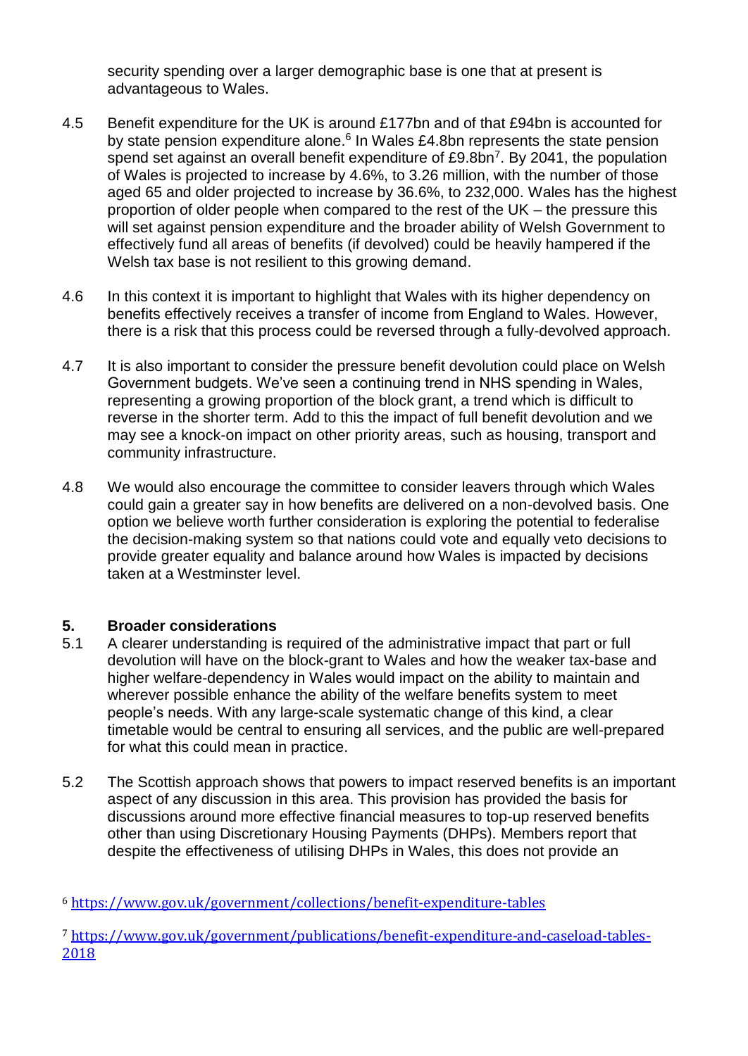security spending over a larger demographic base is one that at present is advantageous to Wales.

4.5 Benefit expenditure for the UK is around £177bn and of that £94bn is accounted for by state pension expenditure alone.[6] In Wales £4.8bn represents the state pension spend set against an overall benefit expenditure of £9.8bn[7]. By 2041, the population of Wales is projected to increase by 4.6%, to 3.26 million, with the number of those aged 65 and older projected to increase by 36.6%, to 232,000. Wales has the highest proportion of older people when compared to the rest of the UK – the pressure this will set against pension expenditure and the broader ability of Welsh Government to effectively fund all areas of benefits (if devolved) could be heavily hampered if the Welsh tax base is not resilient to this growing demand.

4.6 In this context it is important to highlight that Wales with its higher dependency on benefits effectively receives a transfer of income from England to Wales. However, there is a risk that this process could be reversed through a fully-devolved approach.

4.7 It is also important to consider the pressure benefit devolution could place on Welsh Government budgets. We've seen a continuing trend in NHS spending in Wales, representing a growing proportion of the block grant, a trend which is difficult to reverse in the shorter term. Add to this the impact of full benefit devolution and we may see a knock-on impact on other priority areas, such as housing, transport and community infrastructure.

4.8 We would also encourage the committee to consider leavers through which Wales could gain a greater say in how benefits are delivered on a non-devolved basis. One option we believe worth further consideration is exploring the potential to federalise the decision-making system so that nations could vote and equally veto decisions to provide greater equality and balance around how Wales is impacted by decisions taken at a Westminster level.

## 5. Broader considerations

5.1 A clearer understanding is required of the administrative impact that part or full devolution will have on the block-grant to Wales and how the weaker tax-base and higher welfare-dependency in Wales would impact on the ability to maintain and wherever possible enhance the ability of the welfare benefits system to meet people's needs. With any large-scale systematic change of this kind, a clear timetable would be central to ensuring all services, and the public are well-prepared for what this could mean in practice.

5.2 The Scottish approach shows that powers to impact reserved benefits is an important aspect of any discussion in this area. This provision has provided the basis for discussions around more effective financial measures to top-up reserved benefits other than using Discretionary Housing Payments (DHPs). Members report that despite the effectiveness of utilising DHPs in Wales, this does not provide an

[6] https://www.gov.uk/government/collections/benefit-expenditure-tables

[7] https://www.gov.uk/government/publications/benefit-expenditure-and-caseload-tables-2018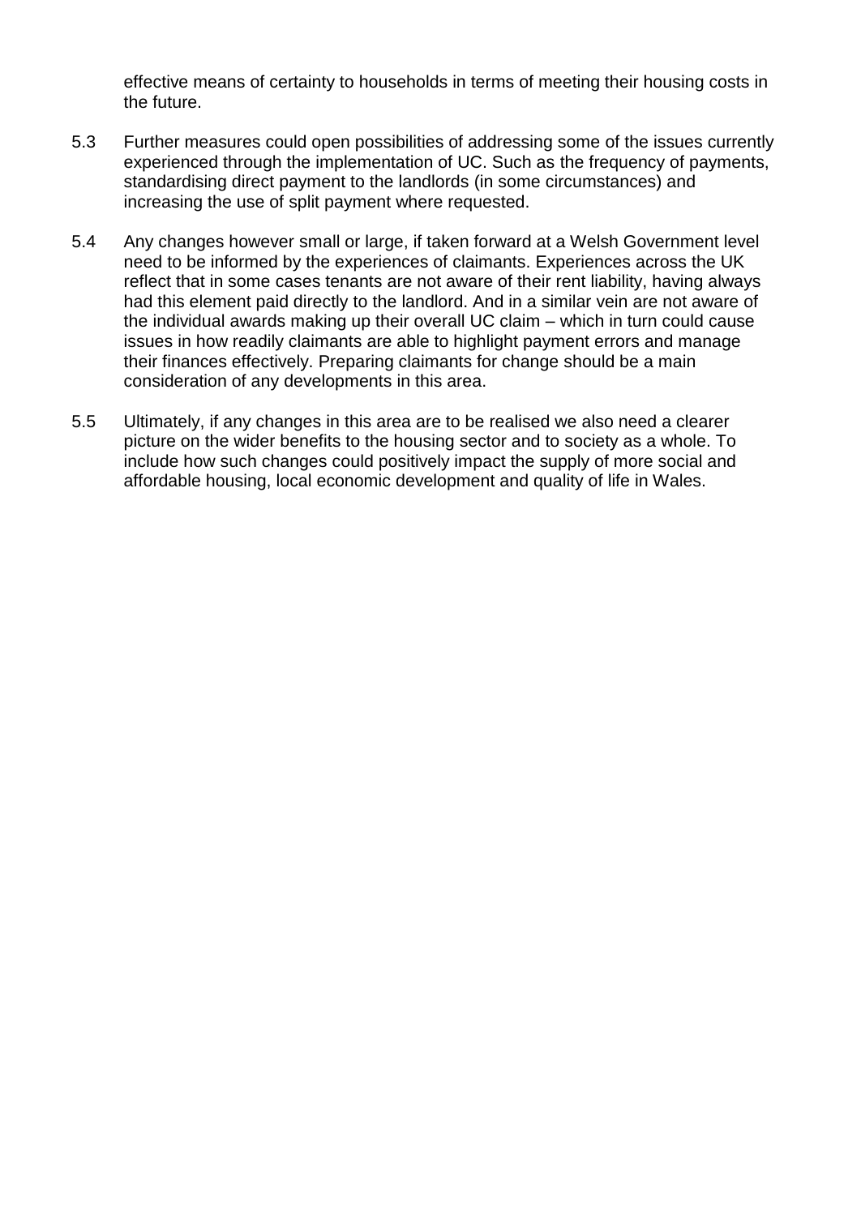effective means of certainty to households in terms of meeting their housing costs in the future.

5.3 Further measures could open possibilities of addressing some of the issues currently experienced through the implementation of UC. Such as the frequency of payments, standardising direct payment to the landlords (in some circumstances) and increasing the use of split payment where requested.

5.4 Any changes however small or large, if taken forward at a Welsh Government level need to be informed by the experiences of claimants. Experiences across the UK reflect that in some cases tenants are not aware of their rent liability, having always had this element paid directly to the landlord. And in a similar vein are not aware of the individual awards making up their overall UC claim – which in turn could cause issues in how readily claimants are able to highlight payment errors and manage their finances effectively. Preparing claimants for change should be a main consideration of any developments in this area.

5.5 Ultimately, if any changes in this area are to be realised we also need a clearer picture on the wider benefits to the housing sector and to society as a whole. To include how such changes could positively impact the supply of more social and affordable housing, local economic development and quality of life in Wales.